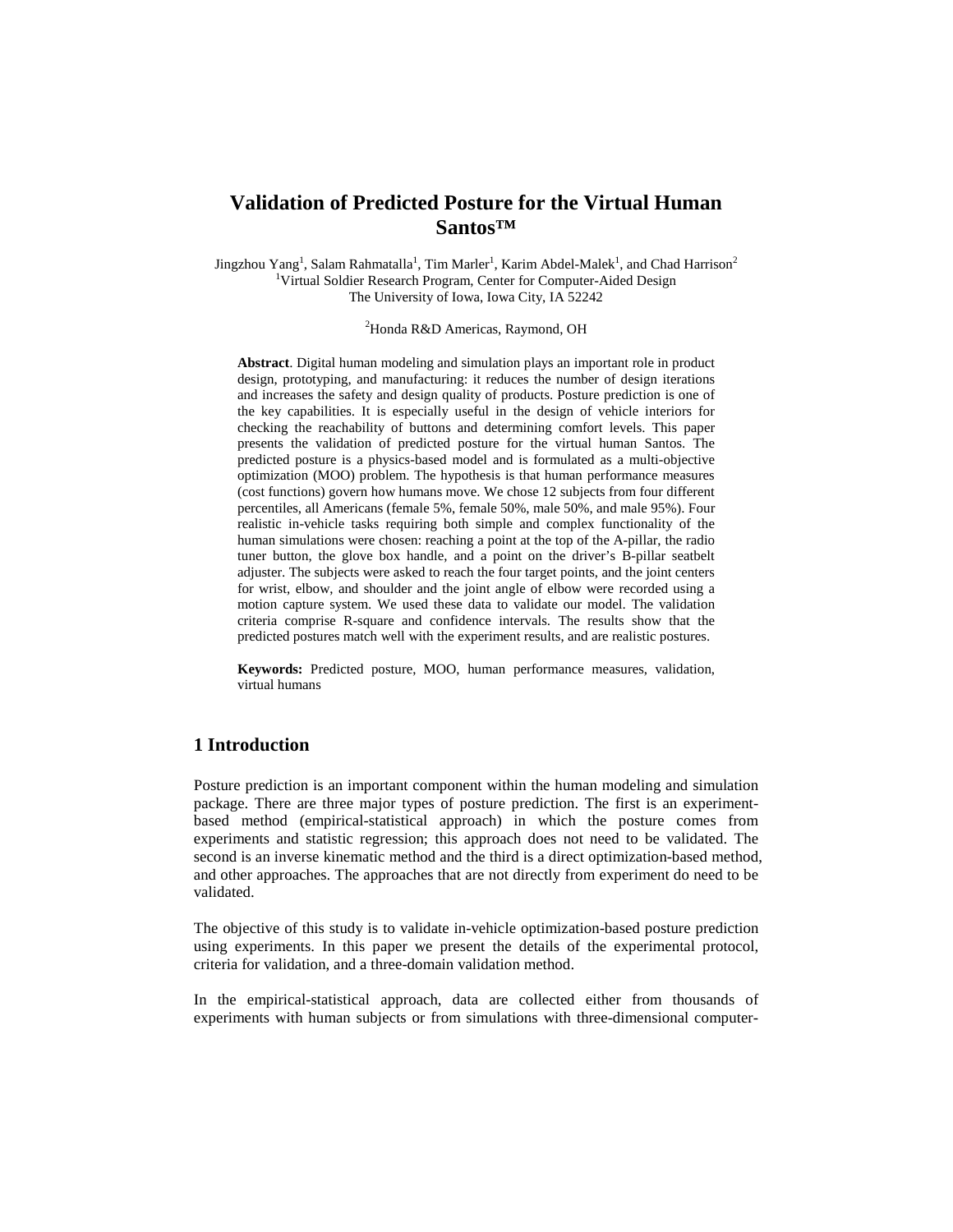# Validation of Predicted Posture for the Virtual Human Santos™

Jingzhou Yang[1], Salam Rahmatalla[1], Tim Marler[1], Karim Abdel-Malek[1], and Chad Harrison[2]
[1]Virtual Soldier Research Program, Center for Computer-Aided Design
The University of Iowa, Iowa City, IA 52242

[2]Honda R&D Americas, Raymond, OH

**Abstract**. Digital human modeling and simulation plays an important role in product design, prototyping, and manufacturing: it reduces the number of design iterations and increases the safety and design quality of products. Posture prediction is one of the key capabilities. It is especially useful in the design of vehicle interiors for checking the reachability of buttons and determining comfort levels. This paper presents the validation of predicted posture for the virtual human Santos. The predicted posture is a physics-based model and is formulated as a multi-objective optimization (MOO) problem. The hypothesis is that human performance measures (cost functions) govern how humans move. We chose 12 subjects from four different percentiles, all Americans (female 5%, female 50%, male 50%, and male 95%). Four realistic in-vehicle tasks requiring both simple and complex functionality of the human simulations were chosen: reaching a point at the top of the A-pillar, the radio tuner button, the glove box handle, and a point on the driver's B-pillar seatbelt adjuster. The subjects were asked to reach the four target points, and the joint centers for wrist, elbow, and shoulder and the joint angle of elbow were recorded using a motion capture system. We used these data to validate our model. The validation criteria comprise R-square and confidence intervals. The results show that the predicted postures match well with the experiment results, and are realistic postures.

**Keywords:** Predicted posture, MOO, human performance measures, validation, virtual humans

## 1 Introduction

Posture prediction is an important component within the human modeling and simulation package. There are three major types of posture prediction. The first is an experiment-based method (empirical-statistical approach) in which the posture comes from experiments and statistic regression; this approach does not need to be validated. The second is an inverse kinematic method and the third is a direct optimization-based method, and other approaches. The approaches that are not directly from experiment do need to be validated.

The objective of this study is to validate in-vehicle optimization-based posture prediction using experiments. In this paper we present the details of the experimental protocol, criteria for validation, and a three-domain validation method.

In the empirical-statistical approach, data are collected either from thousands of experiments with human subjects or from simulations with three-dimensional computer-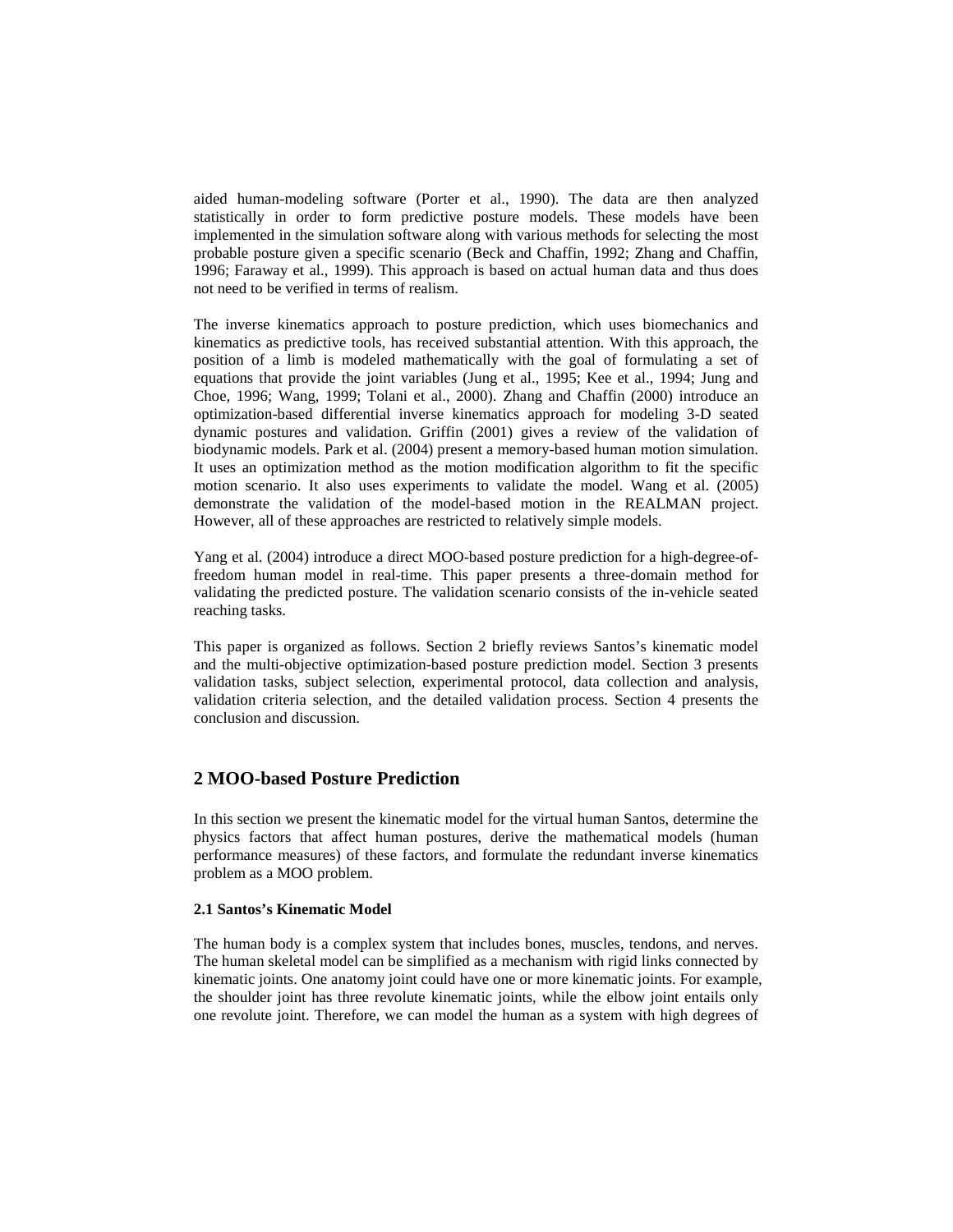aided human-modeling software (Porter et al., 1990). The data are then analyzed statistically in order to form predictive posture models. These models have been implemented in the simulation software along with various methods for selecting the most probable posture given a specific scenario (Beck and Chaffin, 1992; Zhang and Chaffin, 1996; Faraway et al., 1999). This approach is based on actual human data and thus does not need to be verified in terms of realism.

The inverse kinematics approach to posture prediction, which uses biomechanics and kinematics as predictive tools, has received substantial attention. With this approach, the position of a limb is modeled mathematically with the goal of formulating a set of equations that provide the joint variables (Jung et al., 1995; Kee et al., 1994; Jung and Choe, 1996; Wang, 1999; Tolani et al., 2000). Zhang and Chaffin (2000) introduce an optimization-based differential inverse kinematics approach for modeling 3-D seated dynamic postures and validation. Griffin (2001) gives a review of the validation of biodynamic models. Park et al. (2004) present a memory-based human motion simulation. It uses an optimization method as the motion modification algorithm to fit the specific motion scenario. It also uses experiments to validate the model. Wang et al. (2005) demonstrate the validation of the model-based motion in the REALMAN project. However, all of these approaches are restricted to relatively simple models.

Yang et al. (2004) introduce a direct MOO-based posture prediction for a high-degree-of-freedom human model in real-time. This paper presents a three-domain method for validating the predicted posture. The validation scenario consists of the in-vehicle seated reaching tasks.

This paper is organized as follows. Section 2 briefly reviews Santos's kinematic model and the multi-objective optimization-based posture prediction model. Section 3 presents validation tasks, subject selection, experimental protocol, data collection and analysis, validation criteria selection, and the detailed validation process. Section 4 presents the conclusion and discussion.

## 2 MOO-based Posture Prediction

In this section we present the kinematic model for the virtual human Santos, determine the physics factors that affect human postures, derive the mathematical models (human performance measures) of these factors, and formulate the redundant inverse kinematics problem as a MOO problem.

### 2.1 Santos's Kinematic Model

The human body is a complex system that includes bones, muscles, tendons, and nerves. The human skeletal model can be simplified as a mechanism with rigid links connected by kinematic joints. One anatomy joint could have one or more kinematic joints. For example, the shoulder joint has three revolute kinematic joints, while the elbow joint entails only one revolute joint. Therefore, we can model the human as a system with high degrees of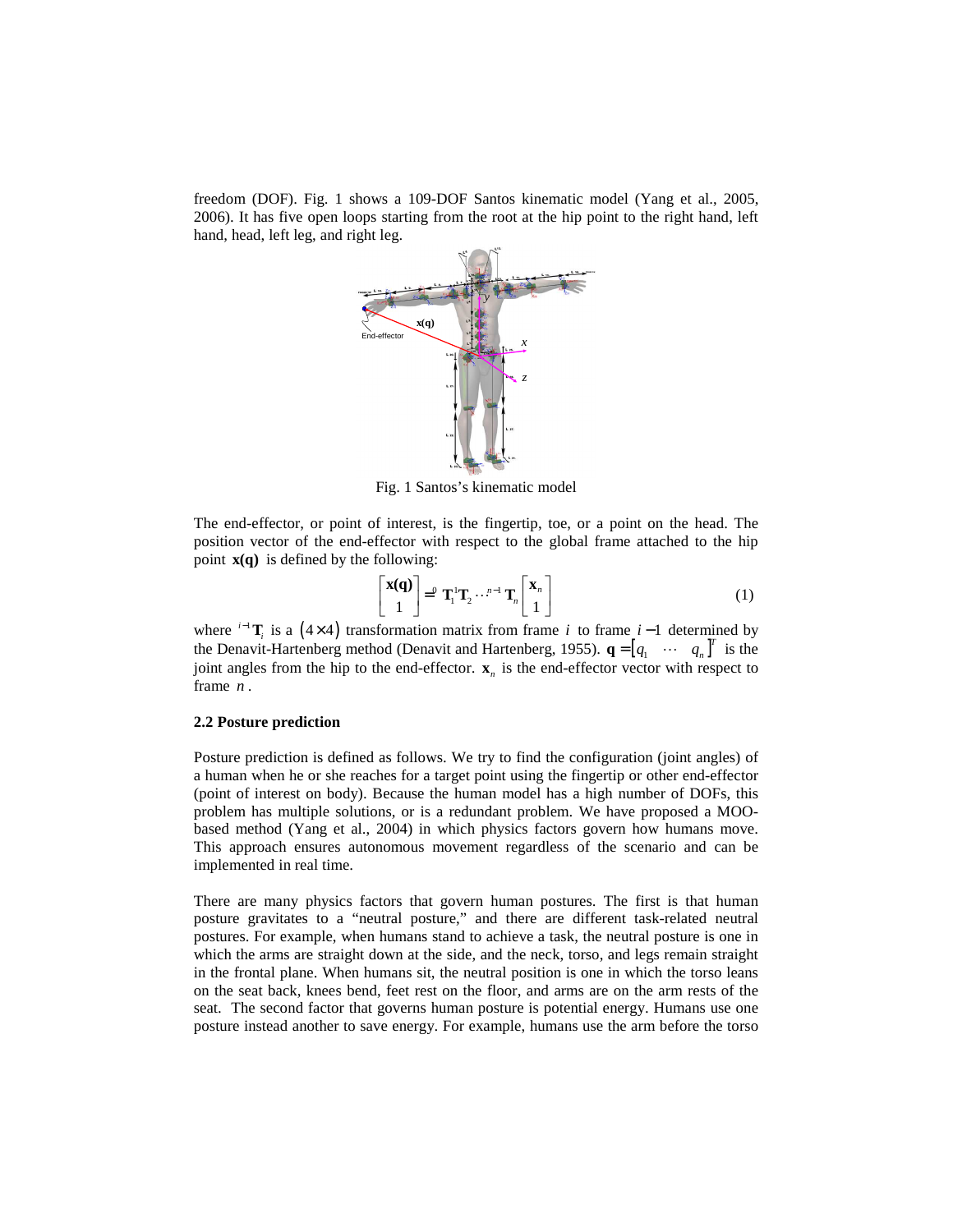freedom (DOF). Fig. 1 shows a 109-DOF Santos kinematic model (Yang et al., 2005, 2006). It has five open loops starting from the root at the hip point to the right hand, left hand, head, left leg, and right leg.

Fig. 1 Santos's kinematic model

The end-effector, or point of interest, is the fingertip, toe, or a point on the head. The position vector of the end-effector with respect to the global frame attached to the hip point $\mathbf{x(q)}$ is defined by the following:

$$\begin{bmatrix} \mathbf{x(q)} \\ 1 \end{bmatrix} = {}^{0}\mathbf{T}_{1}{}^{1}\mathbf{T}_{2} \cdots {}^{n-1}\mathbf{T}_{n} \begin{bmatrix} \mathbf{x}_{n} \\ 1 \end{bmatrix} \tag{1}$$

where ${}^{i-1}\mathbf{T}_{i}$ is a $(4 \times 4)$ transformation matrix from frame $i$ to frame $i-1$ determined by the Denavit-Hartenberg method (Denavit and Hartenberg, 1955). $\mathbf{q} = [q_1 \quad \cdots \quad q_n]^T$ is the joint angles from the hip to the end-effector. $\mathbf{x}_n$ is the end-effector vector with respect to frame $n$.

### 2.2 Posture prediction

Posture prediction is defined as follows. We try to find the configuration (joint angles) of a human when he or she reaches for a target point using the fingertip or other end-effector (point of interest on body). Because the human model has a high number of DOFs, this problem has multiple solutions, or is a redundant problem. We have proposed a MOO-based method (Yang et al., 2004) in which physics factors govern how humans move. This approach ensures autonomous movement regardless of the scenario and can be implemented in real time.

There are many physics factors that govern human postures. The first is that human posture gravitates to a "neutral posture," and there are different task-related neutral postures. For example, when humans stand to achieve a task, the neutral posture is one in which the arms are straight down at the side, and the neck, torso, and legs remain straight in the frontal plane. When humans sit, the neutral position is one in which the torso leans on the seat back, knees bend, feet rest on the floor, and arms are on the arm rests of the seat. The second factor that governs human posture is potential energy. Humans use one posture instead another to save energy. For example, humans use the arm before the torso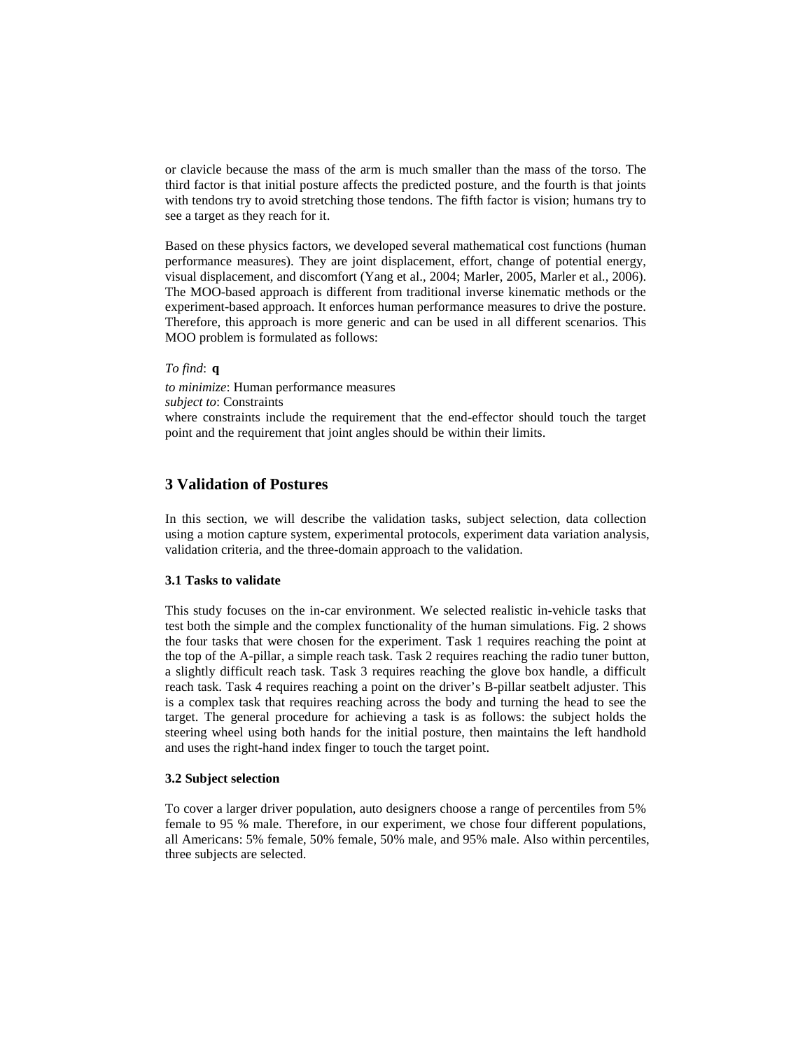or clavicle because the mass of the arm is much smaller than the mass of the torso. The third factor is that initial posture affects the predicted posture, and the fourth is that joints with tendons try to avoid stretching those tendons. The fifth factor is vision; humans try to see a target as they reach for it.

Based on these physics factors, we developed several mathematical cost functions (human performance measures). They are joint displacement, effort, change of potential energy, visual displacement, and discomfort (Yang et al., 2004; Marler, 2005, Marler et al., 2006). The MOO-based approach is different from traditional inverse kinematic methods or the experiment-based approach. It enforces human performance measures to drive the posture. Therefore, this approach is more generic and can be used in all different scenarios. This MOO problem is formulated as follows:

*To find*: $\mathbf{q}$

*to minimize*: Human performance measures
*subject to*: Constraints
where constraints include the requirement that the end-effector should touch the target point and the requirement that joint angles should be within their limits.

## 3 Validation of Postures

In this section, we will describe the validation tasks, subject selection, data collection using a motion capture system, experimental protocols, experiment data variation analysis, validation criteria, and the three-domain approach to the validation.

### 3.1 Tasks to validate

This study focuses on the in-car environment. We selected realistic in-vehicle tasks that test both the simple and the complex functionality of the human simulations. Fig. 2 shows the four tasks that were chosen for the experiment. Task 1 requires reaching the point at the top of the A-pillar, a simple reach task. Task 2 requires reaching the radio tuner button, a slightly difficult reach task. Task 3 requires reaching the glove box handle, a difficult reach task. Task 4 requires reaching a point on the driver's B-pillar seatbelt adjuster. This is a complex task that requires reaching across the body and turning the head to see the target. The general procedure for achieving a task is as follows: the subject holds the steering wheel using both hands for the initial posture, then maintains the left handhold and uses the right-hand index finger to touch the target point.

### 3.2 Subject selection

To cover a larger driver population, auto designers choose a range of percentiles from 5% female to 95 % male. Therefore, in our experiment, we chose four different populations, all Americans: 5% female, 50% female, 50% male, and 95% male. Also within percentiles, three subjects are selected.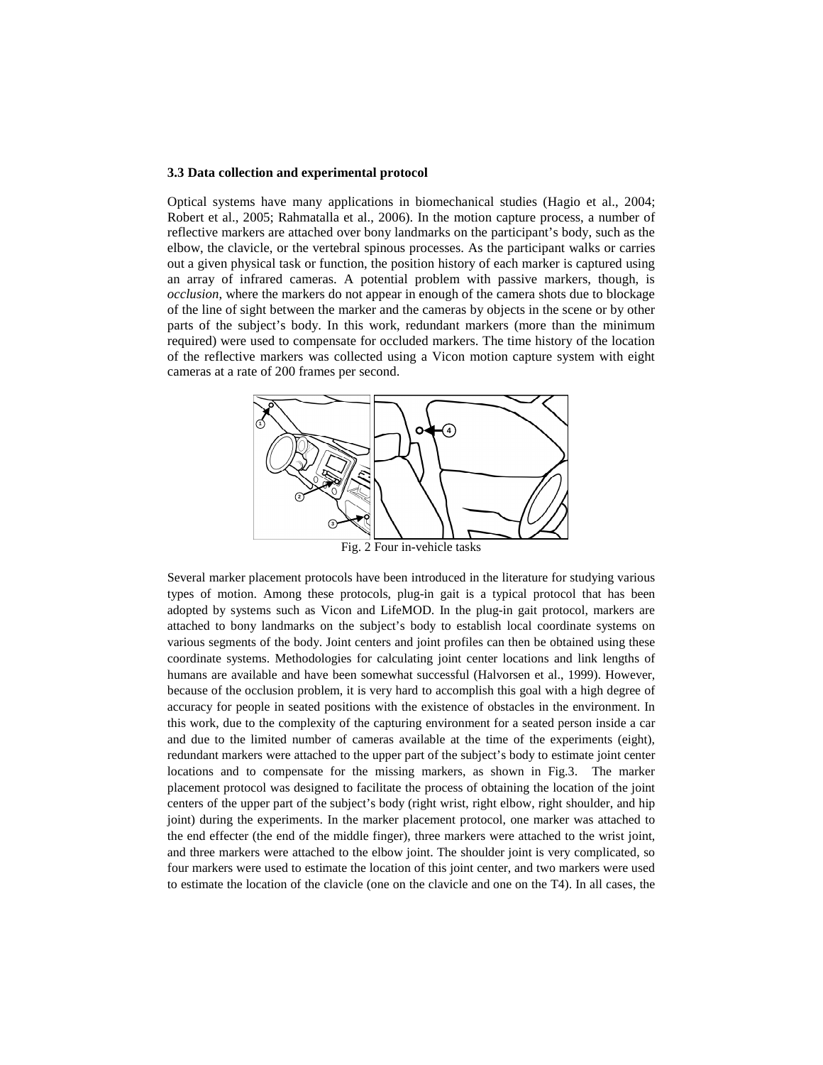### 3.3 Data collection and experimental protocol

Optical systems have many applications in biomechanical studies (Hagio et al., 2004; Robert et al., 2005; Rahmatalla et al., 2006). In the motion capture process, a number of reflective markers are attached over bony landmarks on the participant's body, such as the elbow, the clavicle, or the vertebral spinous processes. As the participant walks or carries out a given physical task or function, the position history of each marker is captured using an array of infrared cameras. A potential problem with passive markers, though, is *occlusion*, where the markers do not appear in enough of the camera shots due to blockage of the line of sight between the marker and the cameras by objects in the scene or by other parts of the subject's body. In this work, redundant markers (more than the minimum required) were used to compensate for occluded markers. The time history of the location of the reflective markers was collected using a Vicon motion capture system with eight cameras at a rate of 200 frames per second.

Fig. 2 Four in-vehicle tasks

Several marker placement protocols have been introduced in the literature for studying various types of motion. Among these protocols, plug-in gait is a typical protocol that has been adopted by systems such as Vicon and LifeMOD. In the plug-in gait protocol, markers are attached to bony landmarks on the subject's body to establish local coordinate systems on various segments of the body. Joint centers and joint profiles can then be obtained using these coordinate systems. Methodologies for calculating joint center locations and link lengths of humans are available and have been somewhat successful (Halvorsen et al., 1999). However, because of the occlusion problem, it is very hard to accomplish this goal with a high degree of accuracy for people in seated positions with the existence of obstacles in the environment. In this work, due to the complexity of the capturing environment for a seated person inside a car and due to the limited number of cameras available at the time of the experiments (eight), redundant markers were attached to the upper part of the subject's body to estimate joint center locations and to compensate for the missing markers, as shown in Fig.3. The marker placement protocol was designed to facilitate the process of obtaining the location of the joint centers of the upper part of the subject's body (right wrist, right elbow, right shoulder, and hip joint) during the experiments. In the marker placement protocol, one marker was attached to the end effecter (the end of the middle finger), three markers were attached to the wrist joint, and three markers were attached to the elbow joint. The shoulder joint is very complicated, so four markers were used to estimate the location of this joint center, and two markers were used to estimate the location of the clavicle (one on the clavicle and one on the T4). In all cases, the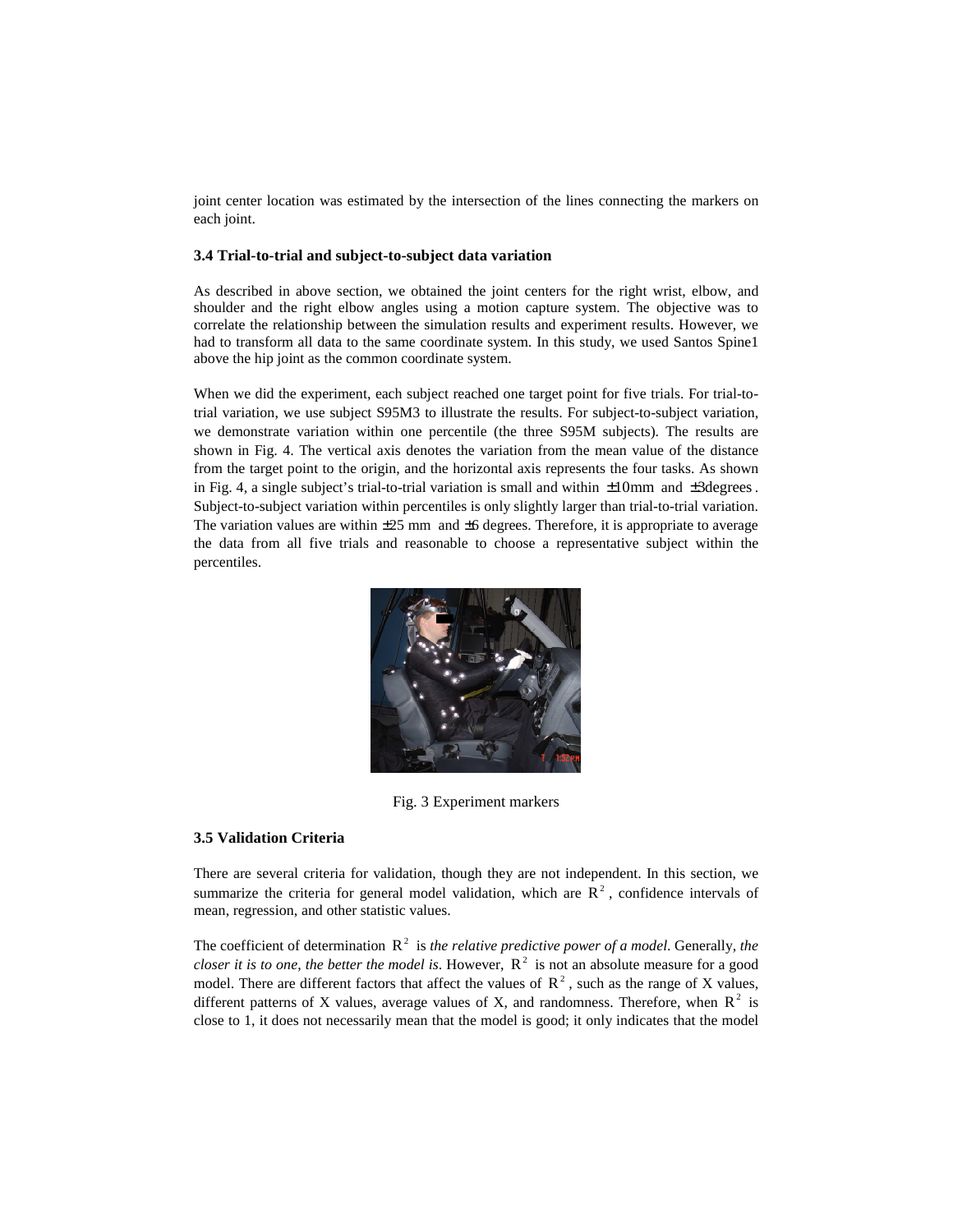joint center location was estimated by the intersection of the lines connecting the markers on each joint.

### 3.4 Trial-to-trial and subject-to-subject data variation

As described in above section, we obtained the joint centers for the right wrist, elbow, and shoulder and the right elbow angles using a motion capture system. The objective was to correlate the relationship between the simulation results and experiment results. However, we had to transform all data to the same coordinate system. In this study, we used Santos Spine1 above the hip joint as the common coordinate system.

When we did the experiment, each subject reached one target point for five trials. For trial-to-trial variation, we use subject S95M3 to illustrate the results. For subject-to-subject variation, we demonstrate variation within one percentile (the three S95M subjects). The results are shown in Fig. 4. The vertical axis denotes the variation from the mean value of the distance from the target point to the origin, and the horizontal axis represents the four tasks. As shown in Fig. 4, a single subject's trial-to-trial variation is small and within $\pm 10\text{mm}$ and $\pm 3\text{degrees}$. Subject-to-subject variation within percentiles is only slightly larger than trial-to-trial variation. The variation values are within $\pm 25$ mm and $\pm 6$ degrees. Therefore, it is appropriate to average the data from all five trials and reasonable to choose a representative subject within the percentiles.

Fig. 3 Experiment markers

### 3.5 Validation Criteria

There are several criteria for validation, though they are not independent. In this section, we summarize the criteria for general model validation, which are $R^2$, confidence intervals of mean, regression, and other statistic values.

The coefficient of determination $R^2$ is *the relative predictive power of a model*. Generally, *the closer it is to one, the better the model is*. However, $R^2$ is not an absolute measure for a good model. There are different factors that affect the values of $R^2$, such as the range of X values, different patterns of X values, average values of X, and randomness. Therefore, when $R^2$ is close to 1, it does not necessarily mean that the model is good; it only indicates that the model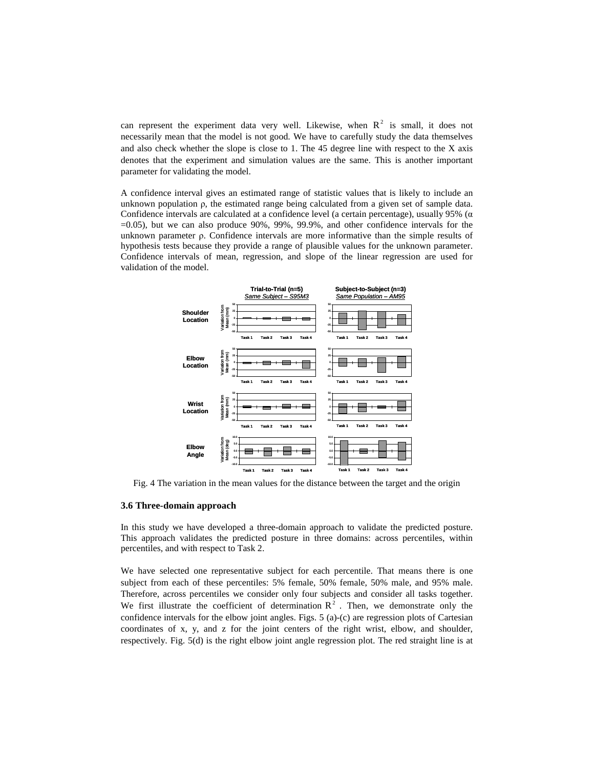can represent the experiment data very well. Likewise, when $R^2$ is small, it does not necessarily mean that the model is not good. We have to carefully study the data themselves and also check whether the slope is close to 1. The 45 degree line with respect to the X axis denotes that the experiment and simulation values are the same. This is another important parameter for validating the model.

A confidence interval gives an estimated range of statistic values that is likely to include an unknown population $\rho$, the estimated range being calculated from a given set of sample data. Confidence intervals are calculated at a confidence level (a certain percentage), usually 95% ($\alpha = 0.05$), but we can also produce 90%, 99%, 99.9%, and other confidence intervals for the unknown parameter $\rho$. Confidence intervals are more informative than the simple results of hypothesis tests because they provide a range of plausible values for the unknown parameter. Confidence intervals of mean, regression, and slope of the linear regression are used for validation of the model.

Fig. 4 The variation in the mean values for the distance between the target and the origin

### 3.6 Three-domain approach

In this study we have developed a three-domain approach to validate the predicted posture. This approach validates the predicted posture in three domains: across percentiles, within percentiles, and with respect to Task 2.

We have selected one representative subject for each percentile. That means there is one subject from each of these percentiles: 5% female, 50% female, 50% male, and 95% male. Therefore, across percentiles we consider only four subjects and consider all tasks together. We first illustrate the coefficient of determination $R^2$. Then, we demonstrate only the confidence intervals for the elbow joint angles. Figs. 5 (a)-(c) are regression plots of Cartesian coordinates of x, y, and z for the joint centers of the right wrist, elbow, and shoulder, respectively. Fig. 5(d) is the right elbow joint angle regression plot. The red straight line is at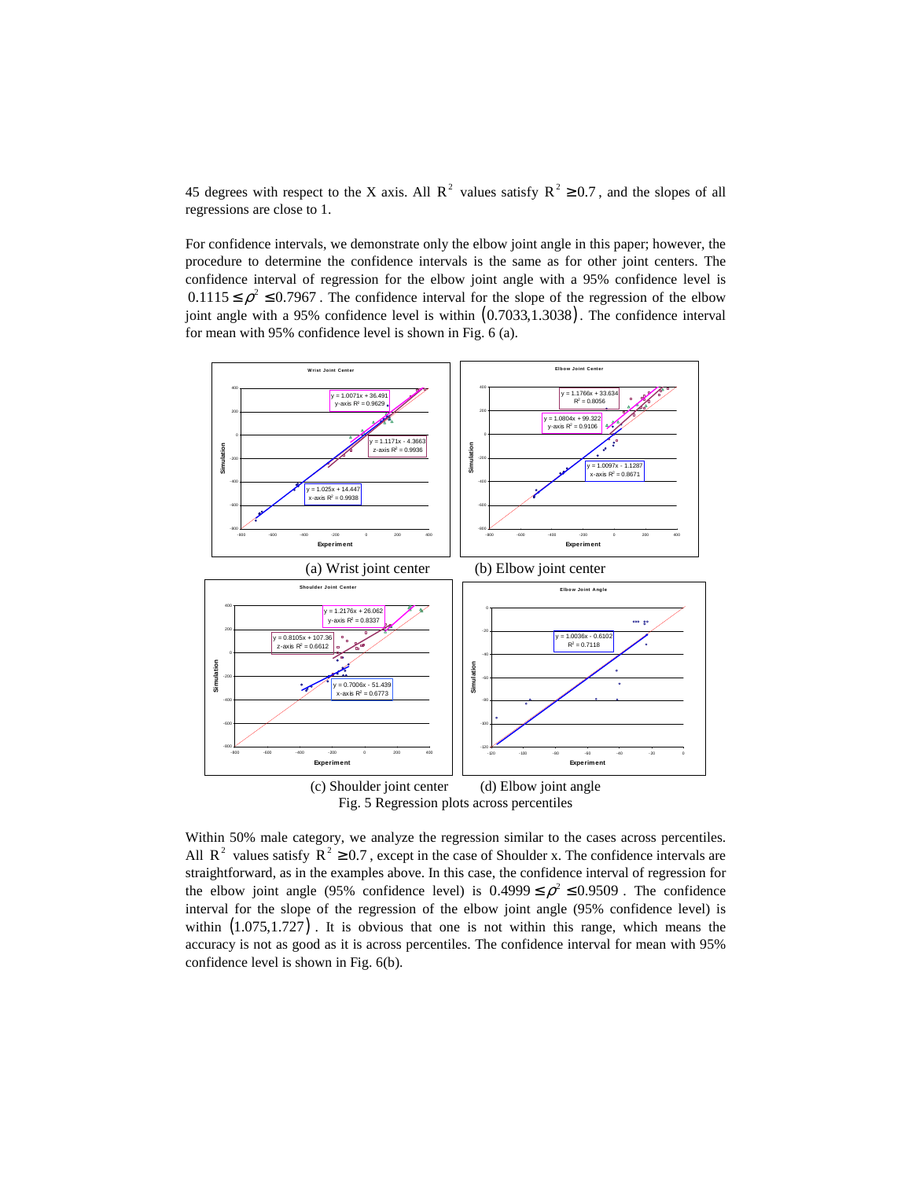45 degrees with respect to the X axis. All $R^2$ values satisfy $R^2 \geq 0.7$, and the slopes of all regressions are close to 1.

For confidence intervals, we demonstrate only the elbow joint angle in this paper; however, the procedure to determine the confidence intervals is the same as for other joint centers. The confidence interval of regression for the elbow joint angle with a 95% confidence level is $0.1115 \leq \rho^2 \leq 0.7967$. The confidence interval for the slope of the regression of the elbow joint angle with a 95% confidence level is within $(0.7033, 1.3038)$. The confidence interval for mean with 95% confidence level is shown in Fig. 6 (a).

(a) Wrist joint center

(b) Elbow joint center

(c) Shoulder joint center

(d) Elbow joint angle

Fig. 5 Regression plots across percentiles

Within 50% male category, we analyze the regression similar to the cases across percentiles. All $R^2$ values satisfy $R^2 \geq 0.7$, except in the case of Shoulder x. The confidence intervals are straightforward, as in the examples above. In this case, the confidence interval of regression for the elbow joint angle (95% confidence level) is $0.4999 \leq \rho^2 \leq 0.9509$. The confidence interval for the slope of the regression of the elbow joint angle (95% confidence level) is within $(1.075, 1.727)$. It is obvious that one is not within this range, which means the accuracy is not as good as it is across percentiles. The confidence interval for mean with 95% confidence level is shown in Fig. 6(b).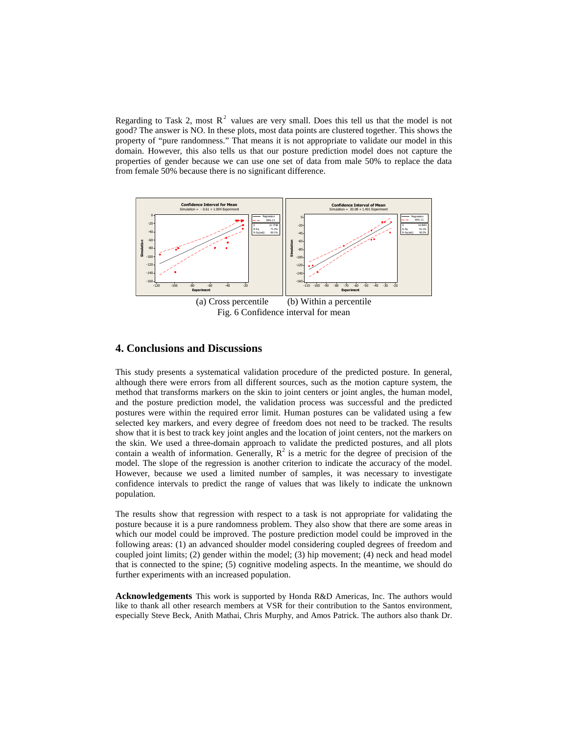Regarding to Task 2, most $R^2$ values are very small. Does this tell us that the model is not good? The answer is NO. In these plots, most data points are clustered together. This shows the property of "pure randomness." That means it is not appropriate to validate our model in this domain. However, this also tells us that our posture prediction model does not capture the properties of gender because we can use one set of data from male 50% to replace the data from female 50% because there is no significant difference.

(a) Cross percentile (b) Within a percentile

Fig. 6 Confidence interval for mean

## 4. Conclusions and Discussions

This study presents a systematical validation procedure of the predicted posture. In general, although there were errors from all different sources, such as the motion capture system, the method that transforms markers on the skin to joint centers or joint angles, the human model, and the posture prediction model, the validation process was successful and the predicted postures were within the required error limit. Human postures can be validated using a few selected key markers, and every degree of freedom does not need to be tracked. The results show that it is best to track key joint angles and the location of joint centers, not the markers on the skin. We used a three-domain approach to validate the predicted postures, and all plots contain a wealth of information. Generally, $R^2$ is a metric for the degree of precision of the model. The slope of the regression is another criterion to indicate the accuracy of the model. However, because we used a limited number of samples, it was necessary to investigate confidence intervals to predict the range of values that was likely to indicate the unknown population.

The results show that regression with respect to a task is not appropriate for validating the posture because it is a pure randomness problem. They also show that there are some areas in which our model could be improved. The posture prediction model could be improved in the following areas: (1) an advanced shoulder model considering coupled degrees of freedom and coupled joint limits; (2) gender within the model; (3) hip movement; (4) neck and head model that is connected to the spine; (5) cognitive modeling aspects. In the meantime, we should do further experiments with an increased population.

**Acknowledgements** This work is supported by Honda R&D Americas, Inc. The authors would like to thank all other research members at VSR for their contribution to the Santos environment, especially Steve Beck, Anith Mathai, Chris Murphy, and Amos Patrick. The authors also thank Dr.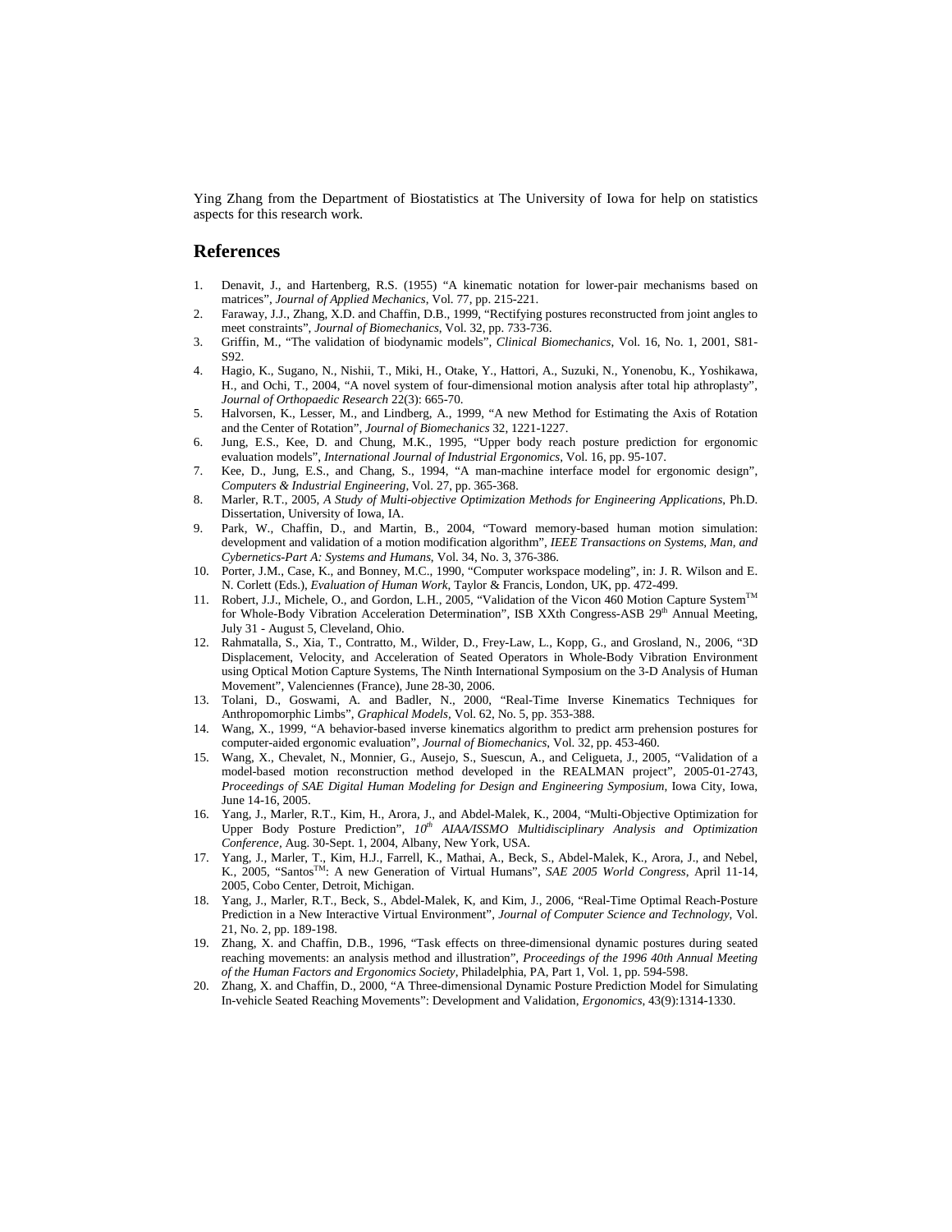Ying Zhang from the Department of Biostatistics at The University of Iowa for help on statistics aspects for this research work.

## References

1. Denavit, J., and Hartenberg, R.S. (1955) "A kinematic notation for lower-pair mechanisms based on matrices", *Journal of Applied Mechanics*, Vol. 77, pp. 215-221.
2. Faraway, J.J., Zhang, X.D. and Chaffin, D.B., 1999, "Rectifying postures reconstructed from joint angles to meet constraints", *Journal of Biomechanics*, Vol. 32, pp. 733-736.
3. Griffin, M., "The validation of biodynamic models", *Clinical Biomechanics*, Vol. 16, No. 1, 2001, S81-S92.
4. Hagio, K., Sugano, N., Nishii, T., Miki, H., Otake, Y., Hattori, A., Suzuki, N., Yonenobu, K., Yoshikawa, H., and Ochi, T., 2004, "A novel system of four-dimensional motion analysis after total hip athroplasty", *Journal of Orthopaedic Research* 22(3): 665-70.
5. Halvorsen, K., Lesser, M., and Lindberg, A., 1999, "A new Method for Estimating the Axis of Rotation and the Center of Rotation", *Journal of Biomechanics* 32, 1221-1227.
6. Jung, E.S., Kee, D. and Chung, M.K., 1995, "Upper body reach posture prediction for ergonomic evaluation models", *International Journal of Industrial Ergonomics*, Vol. 16, pp. 95-107.
7. Kee, D., Jung, E.S., and Chang, S., 1994, "A man-machine interface model for ergonomic design", *Computers & Industrial Engineering*, Vol. 27, pp. 365-368.
8. Marler, R.T., 2005, *A Study of Multi-objective Optimization Methods for Engineering Applications*, Ph.D. Dissertation, University of Iowa, IA.
9. Park, W., Chaffin, D., and Martin, B., 2004, "Toward memory-based human motion simulation: development and validation of a motion modification algorithm", *IEEE Transactions on Systems, Man, and Cybernetics-Part A: Systems and Humans*, Vol. 34, No. 3, 376-386.
10. Porter, J.M., Case, K., and Bonney, M.C., 1990, "Computer workspace modeling", in: J. R. Wilson and E. N. Corlett (Eds.), *Evaluation of Human Work*, Taylor & Francis, London, UK, pp. 472-499.
11. Robert, J.J., Michele, O., and Gordon, L.H., 2005, "Validation of the Vicon 460 Motion Capture System™ for Whole-Body Vibration Acceleration Determination", ISB XXth Congress-ASB 29th Annual Meeting, July 31 - August 5, Cleveland, Ohio.
12. Rahmatalla, S., Xia, T., Contratto, M., Wilder, D., Frey-Law, L., Kopp, G., and Grosland, N., 2006, "3D Displacement, Velocity, and Acceleration of Seated Operators in Whole-Body Vibration Environment using Optical Motion Capture Systems, The Ninth International Symposium on the 3-D Analysis of Human Movement", Valenciennes (France), June 28-30, 2006.
13. Tolani, D., Goswami, A. and Badler, N., 2000, "Real-Time Inverse Kinematics Techniques for Anthropomorphic Limbs", *Graphical Models*, Vol. 62, No. 5, pp. 353-388.
14. Wang, X., 1999, "A behavior-based inverse kinematics algorithm to predict arm prehension postures for computer-aided ergonomic evaluation", *Journal of Biomechanics*, Vol. 32, pp. 453-460.
15. Wang, X., Chevalet, N., Monnier, G., Ausejo, S., Suescun, A., and Celigueta, J., 2005, "Validation of a model-based motion reconstruction method developed in the REALMAN project", 2005-01-2743, *Proceedings of SAE Digital Human Modeling for Design and Engineering Symposium*, Iowa City, Iowa, June 14-16, 2005.
16. Yang, J., Marler, R.T., Kim, H., Arora, J., and Abdel-Malek, K., 2004, "Multi-Objective Optimization for Upper Body Posture Prediction", *10th AIAA/ISSMO Multidisciplinary Analysis and Optimization Conference*, Aug. 30-Sept. 1, 2004, Albany, New York, USA.
17. Yang, J., Marler, T., Kim, H.J., Farrell, K., Mathai, A., Beck, S., Abdel-Malek, K., Arora, J., and Nebel, K., 2005, "Santos™: A new Generation of Virtual Humans", *SAE 2005 World Congress*, April 11-14, 2005, Cobo Center, Detroit, Michigan.
18. Yang, J., Marler, R.T., Beck, S., Abdel-Malek, K, and Kim, J., 2006, "Real-Time Optimal Reach-Posture Prediction in a New Interactive Virtual Environment", *Journal of Computer Science and Technology*, Vol. 21, No. 2, pp. 189-198.
19. Zhang, X. and Chaffin, D.B., 1996, "Task effects on three-dimensional dynamic postures during seated reaching movements: an analysis method and illustration", *Proceedings of the 1996 40th Annual Meeting of the Human Factors and Ergonomics Society*, Philadelphia, PA, Part 1, Vol. 1, pp. 594-598.
20. Zhang, X. and Chaffin, D., 2000, "A Three-dimensional Dynamic Posture Prediction Model for Simulating In-vehicle Seated Reaching Movements": Development and Validation, *Ergonomics*, 43(9):1314-1330.